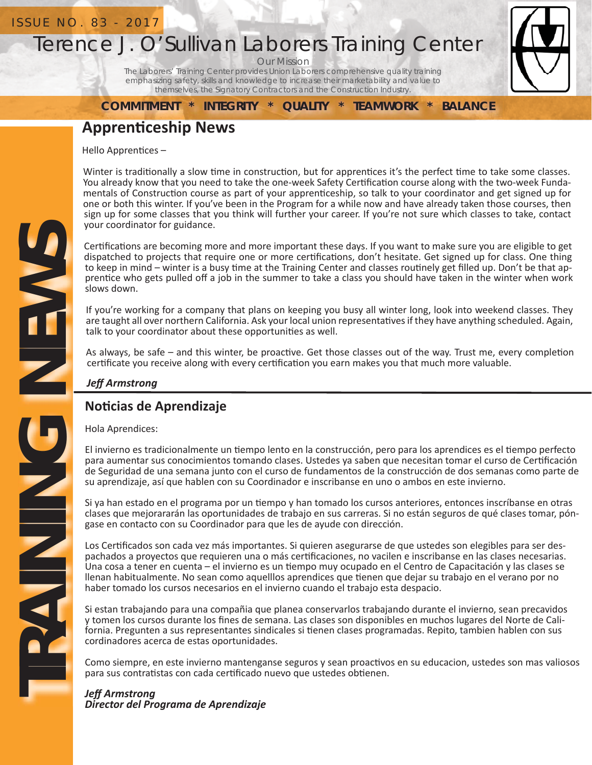ISSUE NO. 83 - 2017

# Terence J. O'Sullivan Laborers Training Center

Our Mission

The Laborers' Training Center provides Union Laborers comprehensive quality training emphasizing safety, skills and knowledge to increase their marketability and value to themselves, the Signatory Contractors and the Construction Industry.

**COMMITMENT * INTEGRITY * QUALITY * TEAMWORK * BALANCE**

TRAINING NEWS

## Apprenticeship News

Hello Apprentices –

Winter is traditionally a slow time in construction, but for apprentices it's the perfect time to take some classes. You already know that you need to take the one-week Safety Certification course along with the two-week Fundamentals of Construction course as part of your apprenticeship, so talk to your coordinator and get signed up for one or both this winter. If you've been in the Program for a while now and have already taken those courses, then sign up for some classes that you think will further your career. If you're not sure which classes to take, contact your coordinator for guidance.

Certifications are becoming more and more important these days. If you want to make sure you are eligible to get dispatched to projects that require one or more certifications, don't hesitate. Get signed up for class. One thing to keep in mind – winter is a busy time at the Training Center and classes routinely get filled up. Don't be that apprentice who gets pulled off a job in the summer to take a class you should have taken in the winter when work slows down.

If you're working for a company that plans on keeping you busy all winter long, look into weekend classes. They are taught all over northern California. Ask your local union representatives if they have anything scheduled. Again, talk to your coordinator about these opportunities as well.

As always, be safe – and this winter, be proactive. Get those classes out of the way. Trust me, every completion certificate you receive along with every certification you earn makes you that much more valuable.

***Jeff Armstrong***

## Noticias de Aprendizaje

Hola Aprendices:

El invierno es tradicionalmente un tiempo lento en la construcción, pero para los aprendices es el tiempo perfecto para aumentar sus conocimientos tomando clases. Ustedes ya saben que necesitan tomar el curso de Certificación de Seguridad de una semana junto con el curso de fundamentos de la construcción de dos semanas como parte de su aprendizaje, así que hablen con su Coordinador e inscribanse en uno o ambos en este invierno.

Si ya han estado en el programa por un tiempo y han tomado los cursos anteriores, entonces inscríbanse en otras clases que mejorararán las oportunidades de trabajo en sus carreras. Si no están seguros de qué clases tomar, póngase en contacto con su Coordinador para que les de ayude con dirección.

Los Certificados son cada vez más importantes. Si quieren asegurarse de que ustedes son elegibles para ser despachados a proyectos que requieren una o más certificaciones, no vacilen e inscribanse en las clases necesarias. Una cosa a tener en cuenta – el invierno es un tiempo muy ocupado en el Centro de Capacitación y las clases se llenan habitualmente. No sean como aquelllos aprendices que tienen que dejar su trabajo en el verano por no haber tomado los cursos necesarios en el invierno cuando el trabajo esta despacio.

Si estan trabajando para una compañia que planea conservarlos trabajando durante el invierno, sean precavidos y tomen los cursos durante los fines de semana. Las clases son disponibles en muchos lugares del Norte de California. Pregunten a sus representantes sindicales si tienen clases programadas. Repito, tambien hablen con sus cordinadores acerca de estas oportunidades.

Como siempre, en este invierno mantenganse seguros y sean proactivos en su educacion, ustedes son mas valiosos para sus contratistas con cada certificado nuevo que ustedes obtienen.

***Jeff Armstrong***
***Director del Programa de Aprendizaje***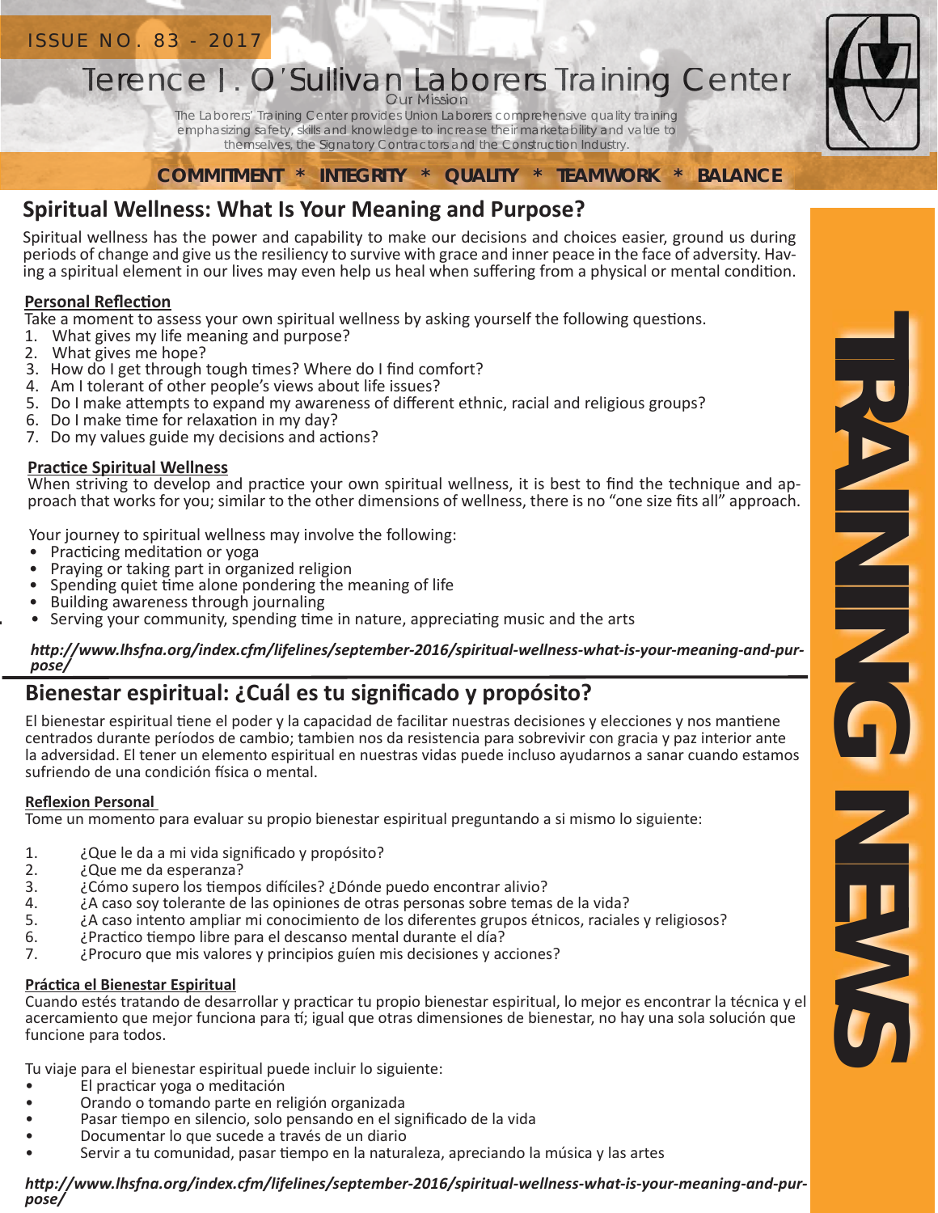ISSUE NO. 83 - 2017

# Terence J. O'Sullivan Laborers Training Center

Our Mission

The Laborers' Training Center provides Union Laborers comprehensive quality training emphasizing safety, skills and knowledge to increase their marketability and value to themselves, the Signatory Contractors and the Construction Industry.

**COMMITMENT * INTEGRITY * QUALITY * TEAMWORK * BALANCE**

TRAINING NEWS

## Spiritual Wellness: What Is Your Meaning and Purpose?

Spiritual wellness has the power and capability to make our decisions and choices easier, ground us during periods of change and give us the resiliency to survive with grace and inner peace in the face of adversity. Having a spiritual element in our lives may even help us heal when suffering from a physical or mental condition.

**Personal Reflection**

Take a moment to assess your own spiritual wellness by asking yourself the following questions.

1. What gives my life meaning and purpose?
2. What gives me hope?
3. How do I get through tough times? Where do I find comfort?
4. Am I tolerant of other people's views about life issues?
5. Do I make attempts to expand my awareness of different ethnic, racial and religious groups?
6. Do I make time for relaxation in my day?
7. Do my values guide my decisions and actions?

**Practice Spiritual Wellness**

When striving to develop and practice your own spiritual wellness, it is best to find the technique and approach that works for you; similar to the other dimensions of wellness, there is no "one size fits all" approach.

Your journey to spiritual wellness may involve the following:

- Practicing meditation or yoga
- Praying or taking part in organized religion
- Spending quiet time alone pondering the meaning of life
- Building awareness through journaling
- Serving your community, spending time in nature, appreciating music and the arts

***http://www.lhsfna.org/index.cfm/lifelines/september-2016/spiritual-wellness-what-is-your-meaning-and-purpose/***

## Bienestar espiritual: ¿Cuál es tu significado y propósito?

El bienestar espiritual tiene el poder y la capacidad de facilitar nuestras decisiones y elecciones y nos mantiene centrados durante períodos de cambio; tambien nos da resistencia para sobrevivir con gracia y paz interior ante la adversidad. El tener un elemento espiritual en nuestras vidas puede incluso ayudarnos a sanar cuando estamos sufriendo de una condición física o mental.

**Reflexion Personal**

Tome un momento para evaluar su propio bienestar espiritual preguntando a si mismo lo siguiente:

1. ¿Que le da a mi vida significado y propósito?
2. ¿Que me da esperanza?
3. ¿Cómo supero los tiempos difíciles? ¿Dónde puedo encontrar alivio?
4. ¿A caso soy tolerante de las opiniones de otras personas sobre temas de la vida?
5. ¿A caso intento ampliar mi conocimiento de los diferentes grupos étnicos, raciales y religiosos?
6. ¿Practico tiempo libre para el descanso mental durante el día?
7. ¿Procuro que mis valores y principios guíen mis decisiones y acciones?

**Práctica el Bienestar Espiritual**

Cuando estés tratando de desarrollar y practicar tu propio bienestar espiritual, lo mejor es encontrar la técnica y el acercamiento que mejor funciona para tí; igual que otras dimensiones de bienestar, no hay una sola solución que funcione para todos.

Tu viaje para el bienestar espiritual puede incluir lo siguiente:

- El practicar yoga o meditación
- Orando o tomando parte en religión organizada
- Pasar tiempo en silencio, solo pensando en el significado de la vida
- Documentar lo que sucede a través de un diario
- Servir a tu comunidad, pasar tiempo en la naturaleza, apreciando la música y las artes

***http://www.lhsfna.org/index.cfm/lifelines/september-2016/spiritual-wellness-what-is-your-meaning-and-purpose/***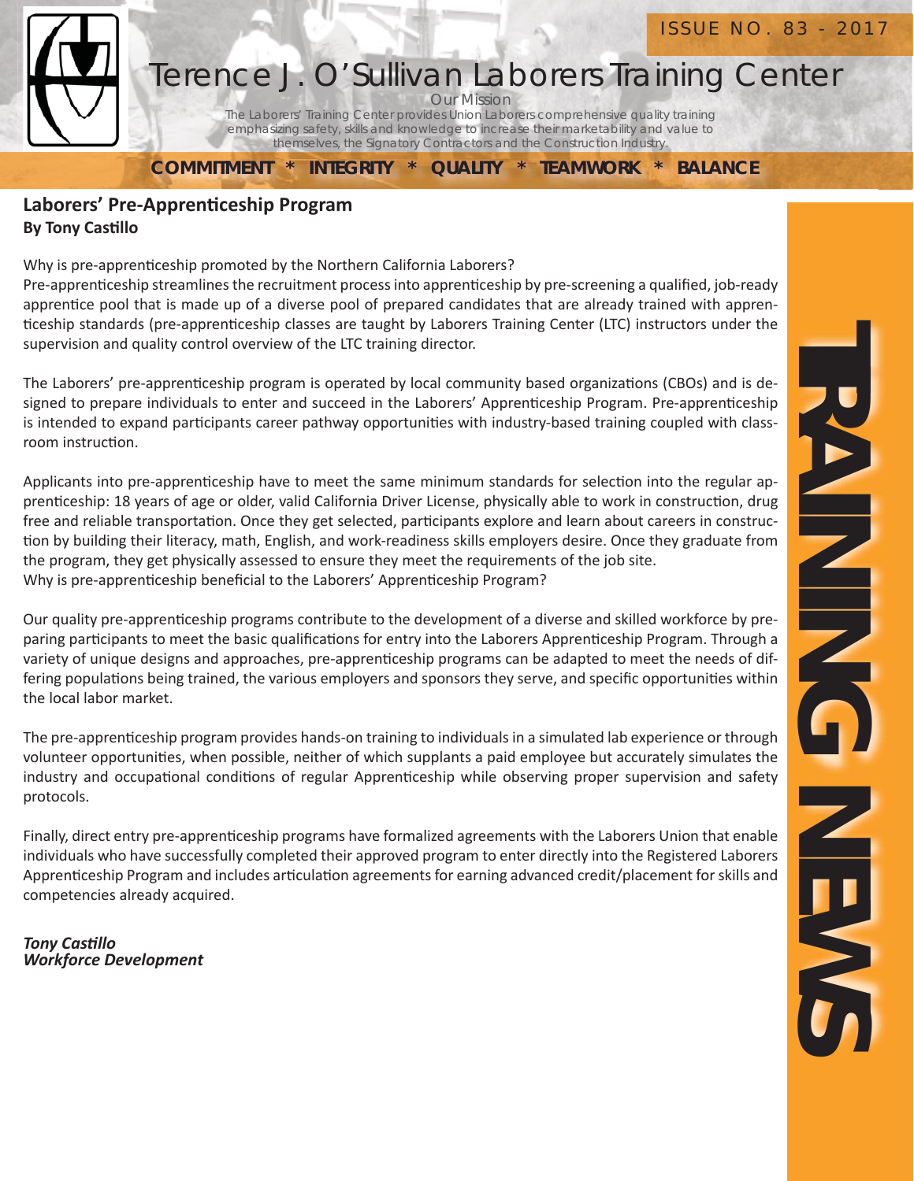# Terence J. O'Sullivan Laborers Training Center

ISSUE NO. 83 - 2017

Our Mission

The Laborers' Training Center provides Union Laborers comprehensive quality training emphasizing safety, skills and knowledge to increase their marketability and value to themselves, the Signatory Contractors and the Construction Industry.

**COMMITMENT * INTEGRITY * QUALITY * TEAMWORK * BALANCE**

TRAINING NEWS

## Laborers' Pre-Apprenticeship Program

**By Tony Castillo**

Why is pre-apprenticeship promoted by the Northern California Laborers?

Pre-apprenticeship streamlines the recruitment process into apprenticeship by pre-screening a qualified, job-ready apprentice pool that is made up of a diverse pool of prepared candidates that are already trained with apprenticeship standards (pre-apprenticeship classes are taught by Laborers Training Center (LTC) instructors under the supervision and quality control overview of the LTC training director.

The Laborers' pre-apprenticeship program is operated by local community based organizations (CBOs) and is designed to prepare individuals to enter and succeed in the Laborers' Apprenticeship Program. Pre-apprenticeship is intended to expand participants career pathway opportunities with industry-based training coupled with classroom instruction.

Applicants into pre-apprenticeship have to meet the same minimum standards for selection into the regular apprenticeship: 18 years of age or older, valid California Driver License, physically able to work in construction, drug free and reliable transportation. Once they get selected, participants explore and learn about careers in construction by building their literacy, math, English, and work-readiness skills employers desire. Once they graduate from the program, they get physically assessed to ensure they meet the requirements of the job site.

Why is pre-apprenticeship beneficial to the Laborers' Apprenticeship Program?

Our quality pre-apprenticeship programs contribute to the development of a diverse and skilled workforce by preparing participants to meet the basic qualifications for entry into the Laborers Apprenticeship Program. Through a variety of unique designs and approaches, pre-apprenticeship programs can be adapted to meet the needs of differing populations being trained, the various employers and sponsors they serve, and specific opportunities within the local labor market.

The pre-apprenticeship program provides hands-on training to individuals in a simulated lab experience or through volunteer opportunities, when possible, neither of which supplants a paid employee but accurately simulates the industry and occupational conditions of regular Apprenticeship while observing proper supervision and safety protocols.

Finally, direct entry pre-apprenticeship programs have formalized agreements with the Laborers Union that enable individuals who have successfully completed their approved program to enter directly into the Registered Laborers Apprenticeship Program and includes articulation agreements for earning advanced credit/placement for skills and competencies already acquired.

***Tony Castillo***
***Workforce Development***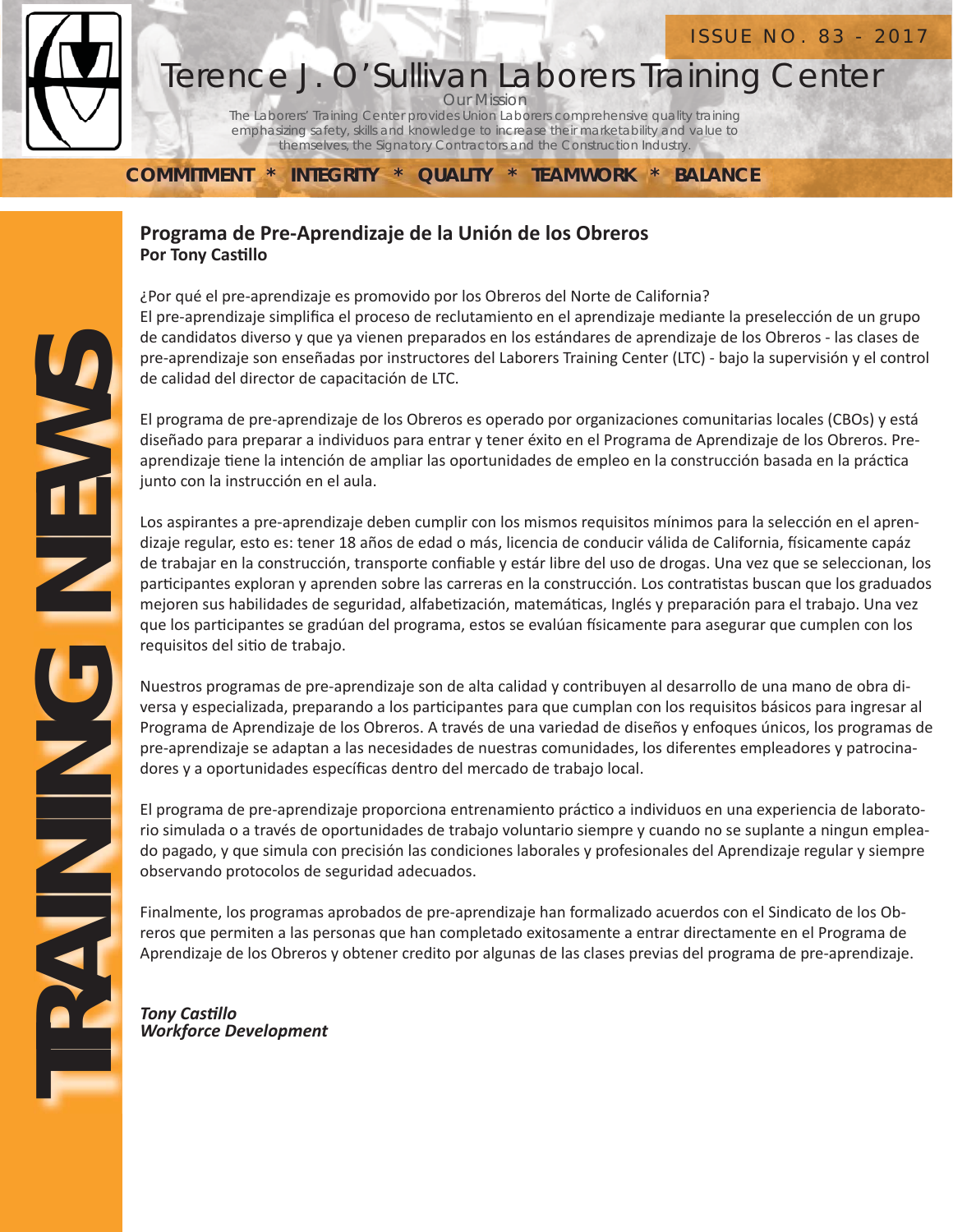ISSUE NO. 83 - 2017

# Terence J. O'Sullivan Laborers Training Center

Our Mission

The Laborers' Training Center provides Union Laborers comprehensive quality training emphasizing safety, skills and knowledge to increase their marketability and value to themselves, the Signatory Contractors and the Construction Industry.

**COMMITMENT * INTEGRITY * QUALITY * TEAMWORK * BALANCE**

TRAINING NEWS

## Programa de Pre-Aprendizaje de la Unión de los Obreros

**Por Tony Castillo**

¿Por qué el pre-aprendizaje es promovido por los Obreros del Norte de California?
El pre-aprendizaje simplifica el proceso de reclutamiento en el aprendizaje mediante la preselección de un grupo de candidatos diverso y que ya vienen preparados en los estándares de aprendizaje de los Obreros - las clases de pre-aprendizaje son enseñadas por instructores del Laborers Training Center (LTC) - bajo la supervisión y el control de calidad del director de capacitación de LTC.

El programa de pre-aprendizaje de los Obreros es operado por organizaciones comunitarias locales (CBOs) y está diseñado para preparar a individuos para entrar y tener éxito en el Programa de Aprendizaje de los Obreros. Pre-aprendizaje tiene la intención de ampliar las oportunidades de empleo en la construcción basada en la práctica junto con la instrucción en el aula.

Los aspirantes a pre-aprendizaje deben cumplir con los mismos requisitos mínimos para la selección en el aprendizaje regular, esto es: tener 18 años de edad o más, licencia de conducir válida de California, físicamente capáz de trabajar en la construcción, transporte confiable y estár libre del uso de drogas. Una vez que se seleccionan, los participantes exploran y aprenden sobre las carreras en la construcción. Los contratistas buscan que los graduados mejoren sus habilidades de seguridad, alfabetización, matemáticas, Inglés y preparación para el trabajo. Una vez que los participantes se gradúan del programa, estos se evalúan físicamente para asegurar que cumplen con los requisitos del sitio de trabajo.

Nuestros programas de pre-aprendizaje son de alta calidad y contribuyen al desarrollo de una mano de obra diversa y especializada, preparando a los participantes para que cumplan con los requisitos básicos para ingresar al Programa de Aprendizaje de los Obreros. A través de una variedad de diseños y enfoques únicos, los programas de pre-aprendizaje se adaptan a las necesidades de nuestras comunidades, los diferentes empleadores y patrocinadores y a oportunidades específicas dentro del mercado de trabajo local.

El programa de pre-aprendizaje proporciona entrenamiento práctico a individuos en una experiencia de laboratorio simulada o a través de oportunidades de trabajo voluntario siempre y cuando no se suplante a ningun empleado pagado, y que simula con precisión las condiciones laborales y profesionales del Aprendizaje regular y siempre observando protocolos de seguridad adecuados.

Finalmente, los programas aprobados de pre-aprendizaje han formalizado acuerdos con el Sindicato de los Obreros que permiten a las personas que han completado exitosamente a entrar directamente en el Programa de Aprendizaje de los Obreros y obtener credito por algunas de las clases previas del programa de pre-aprendizaje.

***Tony Castillo***
***Workforce Development***